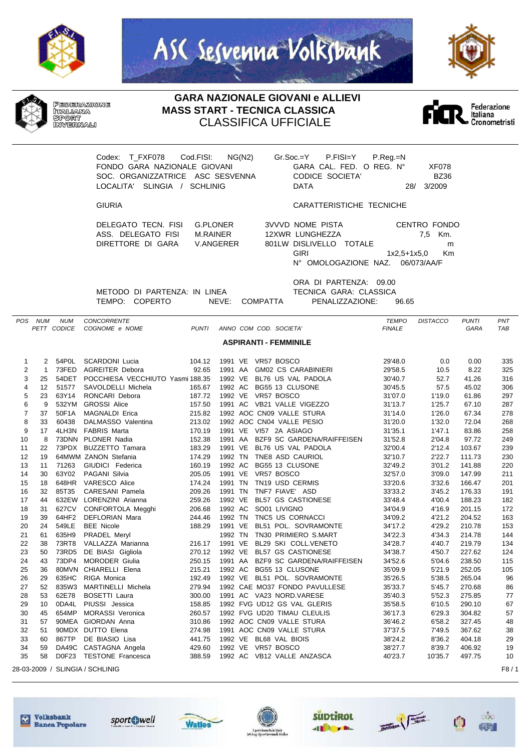FEDERAZIONE ITALIANA SPORT INVERNALI

# GARA NAZIONALE GIOVANI e ALLIEVI
## MASS START - TECNICA CLASSICA
## CLASSIFICA UFFICIALE

Federazione Italiana Cronometristi

Codex: T_FXF078 Cod.FISI: NG(N2) Gr.Soc.=Y P.FISI=Y P.Reg.=N
FONDO GARA NAZIONALE GIOVANI — GARA CAL. FED. O REG. N° XF078
SOC. ORGANIZZATRICE ASC SESVENNA — CODICE SOCIETA' BZ36
LOCALITA' SLINGIA / SCHLINIG — DATA 28/ 3/2009

GIURIA — CARATTERISTICHE TECNICHE

DELEGATO TECN. FISI G.PLONER — 3VVVD NOME PISTA CENTRO FONDO
ASS. DELEGATO FISI M.RAINER — 12XWR LUNGHEZZA 7,5 Km.
DIRETTORE DI GARA V.ANGERER — 801LW DISLIVELLO TOTALE m
GIRI 1x2,5+1x5,0 Km
N° OMOLOGAZIONE NAZ. 06/073/AA/F

ORA DI PARTENZA: 09.00
METODO DI PARTENZA: IN LINEA — TECNICA GARA: CLASSICA
TEMPO: COPERTO NEVE: COMPATTA PENALIZZAZIONE: 96.65

**ASPIRANTI - FEMMINILE**

| POS | NUM PETT | NUM CODICE | CONCORRENTE COGNOME e NOME | PUNTI | ANNO | COM | COD. SOCIETA' | TEMPO FINALE | DISTACCO | PUNTI GARA | PNT TAB |
|---|---|---|---|---|---|---|---|---|---|---|---|
| 1 | 2 | 54P0L | SCARDONI Lucia | 104.12 | 1991 | VE | VR57 BOSCO | 29'48.0 | 0.0 | 0.00 | 335 |
| 2 | 1 | 73FED | AGREITER Debora | 92.65 | 1991 | AA | GM02 CS CARABINIERI | 29'58.5 | 10.5 | 8.22 | 325 |
| 3 | 25 | 54DET | POCCHIESA VECCHIUTO Yasmi | 188.35 | 1992 | VE | BL76 US VAL PADOLA | 30'40.7 | 52.7 | 41.26 | 316 |
| 4 | 12 | 51577 | SAVOLDELLI Michela | 165.67 | 1992 | AC | BG55 13 CLUSONE | 30'45.5 | 57.5 | 45.02 | 306 |
| 5 | 23 | 63Y14 | RONCARI Debora | 187.72 | 1992 | VE | VR57 BOSCO | 31'07.0 | 1'19.0 | 61.86 | 297 |
| 6 | 9 | 532YM | GROSSI Alice | 157.50 | 1991 | AC | VB21 VALLE VIGEZZO | 31'13.7 | 1'25.7 | 67.10 | 287 |
| 7 | 37 | 50F1A | MAGNALDI Erica | 215.82 | 1992 | AOC | CN09 VALLE STURA | 31'14.0 | 1'26.0 | 67.34 | 278 |
| 8 | 33 | 60438 | DALMASSO Valentina | 213.02 | 1992 | AOC | CN04 VALLE PESIO | 31'20.0 | 1'32.0 | 72.04 | 268 |
| 9 | 17 | 4LH3N | FABRIS Marta | 170.19 | 1991 | VE | VI57 2A ASIAGO | 31'35.1 | 1'47.1 | 83.86 | 258 |
| 10 | 8 | 73DNN | PLONER Nadia | 152.38 | 1991 | AA | BZF9 SC GARDENA/RAIFFEISEN | 31'52.8 | 2'04.8 | 97.72 | 249 |
| 11 | 22 | 73PDX | BUZZETTO Tamara | 183.29 | 1991 | VE | BL76 US VAL PADOLA | 32'00.4 | 2'12.4 | 103.67 | 239 |
| 12 | 19 | 64MWM | ZANON Stefania | 174.29 | 1992 | TN | TNE8 ASD CAURIOL | 32'10.7 | 2'22.7 | 111.73 | 230 |
| 13 | 11 | 71263 | GIUDICI Federica | 160.19 | 1992 | AC | BG55 13 CLUSONE | 32'49.2 | 3'01.2 | 141.88 | 220 |
| 14 | 30 | 63Y02 | PAGANI Silvia | 205.05 | 1991 | VE | VR57 BOSCO | 32'57.0 | 3'09.0 | 147.99 | 211 |
| 15 | 18 | 648HR | VARESCO Alice | 174.24 | 1991 | TN | TN19 USD CERMIS | 33'20.6 | 3'32.6 | 166.47 | 201 |
| 16 | 32 | 85T35 | CARESANI Pamela | 209.26 | 1991 | TN | TNF7 FIAVE' ASD | 33'33.2 | 3'45.2 | 176.33 | 191 |
| 17 | 44 | 632EW | LORENZINI Arianna | 259.26 | 1992 | VE | BL57 GS CASTIONESE | 33'48.4 | 4'00.4 | 188.23 | 182 |
| 18 | 31 | 627CV | CONFORTOLA Megghi | 206.68 | 1992 | AC | SO01 LIVIGNO | 34'04.9 | 4'16.9 | 201.15 | 172 |
| 19 | 39 | 64HF2 | DEFLORIAN Mara | 244.46 | 1992 | TN | TNC5 US CORNACCI | 34'09.2 | 4'21.2 | 204.52 | 163 |
| 20 | 24 | 549LE | BEE Nicole | 188.29 | 1991 | VE | BL51 POL. SOVRAMONTE | 34'17.2 | 4'29.2 | 210.78 | 153 |
| 21 | 61 | 635H9 | PRADEL Meryl | | 1992 | TN | TN30 PRIMIERO S.MART | 34'22.3 | 4'34.3 | 214.78 | 144 |
| 22 | 38 | 73RT8 | VALLAZZA Marianna | 216.17 | 1991 | VE | BL29 SKI COLL.VENETO | 34'28.7 | 4'40.7 | 219.79 | 134 |
| 23 | 50 | 73RD5 | DE BIASI Gigliola | 270.12 | 1992 | VE | BL57 GS CASTIONESE | 34'38.7 | 4'50.7 | 227.62 | 124 |
| 24 | 43 | 73DP4 | MORODER Giulia | 250.15 | 1991 | AA | BZF9 SC GARDENA/RAIFFEISEN | 34'52.6 | 5'04.6 | 238.50 | 115 |
| 25 | 36 | 80MVN | CHIARELLI Elena | 215.21 | 1992 | AC | BG55 13 CLUSONE | 35'09.9 | 5'21.9 | 252.05 | 105 |
| 26 | 29 | 635HC | RIGA Monica | 192.49 | 1992 | VE | BL51 POL. SOVRAMONTE | 35'26.5 | 5'38.5 | 265.04 | 96 |
| 27 | 52 | 835W3 | MARTINELLI Michela | 279.94 | 1992 | CAE | MO37 FONDO PAVULLESE | 35'33.7 | 5'45.7 | 270.68 | 86 |
| 28 | 53 | 62E78 | BOSETTI Laura | 300.00 | 1991 | AC | VA23 NORD.VARESE | 35'40.3 | 5'52.3 | 275.85 | 77 |
| 29 | 10 | 0DA4L | PIUSSI Jessica | 158.85 | 1992 | FVG | UD12 GS VAL GLERIS | 35'58.5 | 6'10.5 | 290.10 | 67 |
| 30 | 45 | 654MP | MORASSI Veronica | 260.57 | 1992 | FVG | UD20 TIMAU CLEULIS | 36'17.3 | 6'29.3 | 304.82 | 57 |
| 31 | 57 | 90MEA | GIORDAN Anna | 310.86 | 1992 | AOC | CN09 VALLE STURA | 36'46.2 | 6'58.2 | 327.45 | 48 |
| 32 | 51 | 90MDX | DUTTO Elena | 274.98 | 1991 | AOC | CN09 VALLE STURA | 37'37.5 | 7'49.5 | 367.62 | 38 |
| 33 | 60 | 867TP | DE BIASIO Lisa | 441.75 | 1992 | VE | BL68 VAL BIOIS | 38'24.2 | 8'36.2 | 404.18 | 29 |
| 34 | 59 | DA49C | CASTAGNA Angela | 429.60 | 1992 | VE | VR57 BOSCO | 38'27.7 | 8'39.7 | 406.92 | 19 |
| 35 | 58 | D0F23 | TESTONE Francesca | 388.59 | 1992 | AC | VB12 VALLE ANZASCA | 40'23.7 | 10'35.7 | 497.75 | 10 |

28-03-2009 / SLINGIA / SCHLINIG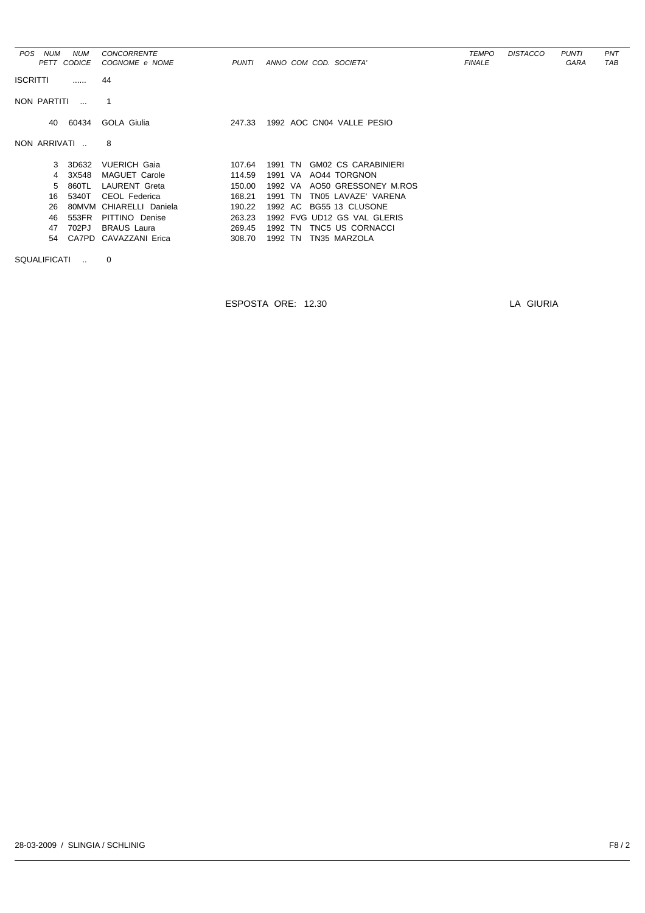| POS | NUM PETT | NUM CODICE | CONCORRENTE COGNOME e NOME | PUNTI | ANNO | COM | COD. SOCIETA' | TEMPO FINALE | DISTACCO | PUNTI GARA | PNT TAB |
|---|---|---|---|---|---|---|---|---|---|---|---|

ISCRITTI ...... 44

NON PARTITI ... 1

| NUM PETT | NUM CODICE | CONCORRENTE COGNOME e NOME | PUNTI | ANNO | COM | COD. SOCIETA' |
|---|---|---|---|---|---|---|
| 40 | 60434 | GOLA Giulia | 247.33 | 1992 | AOC | CN04 VALLE PESIO |

NON ARRIVATI .. 8

| NUM PETT | NUM CODICE | CONCORRENTE COGNOME e NOME | PUNTI | ANNO | COM | COD. SOCIETA' |
|---|---|---|---|---|---|---|
| 3 | 3D632 | VUERICH Gaia | 107.64 | 1991 | TN | GM02 CS CARABINIERI |
| 4 | 3X548 | MAGUET Carole | 114.59 | 1991 | VA | AO44 TORGNON |
| 5 | 860TL | LAURENT Greta | 150.00 | 1992 | VA | AO50 GRESSONEY M.ROS |
| 16 | 5340T | CEOL Federica | 168.21 | 1991 | TN | TN05 LAVAZE' VARENA |
| 26 | 80MVM | CHIARELLI Daniela | 190.22 | 1992 | AC | BG55 13 CLUSONE |
| 46 | 553FR | PITTINO Denise | 263.23 | 1992 | FVG | UD12 GS VAL GLERIS |
| 47 | 702PJ | BRAUS Laura | 269.45 | 1992 | TN | TNC5 US CORNACCI |
| 54 | CA7PD | CAVAZZANI Erica | 308.70 | 1992 | TN | TN35 MARZOLA |

SQUALIFICATI .. 0

ESPOSTA ORE: 12.30

LA GIURIA

28-03-2009 / SLINGIA / SCHLINIG